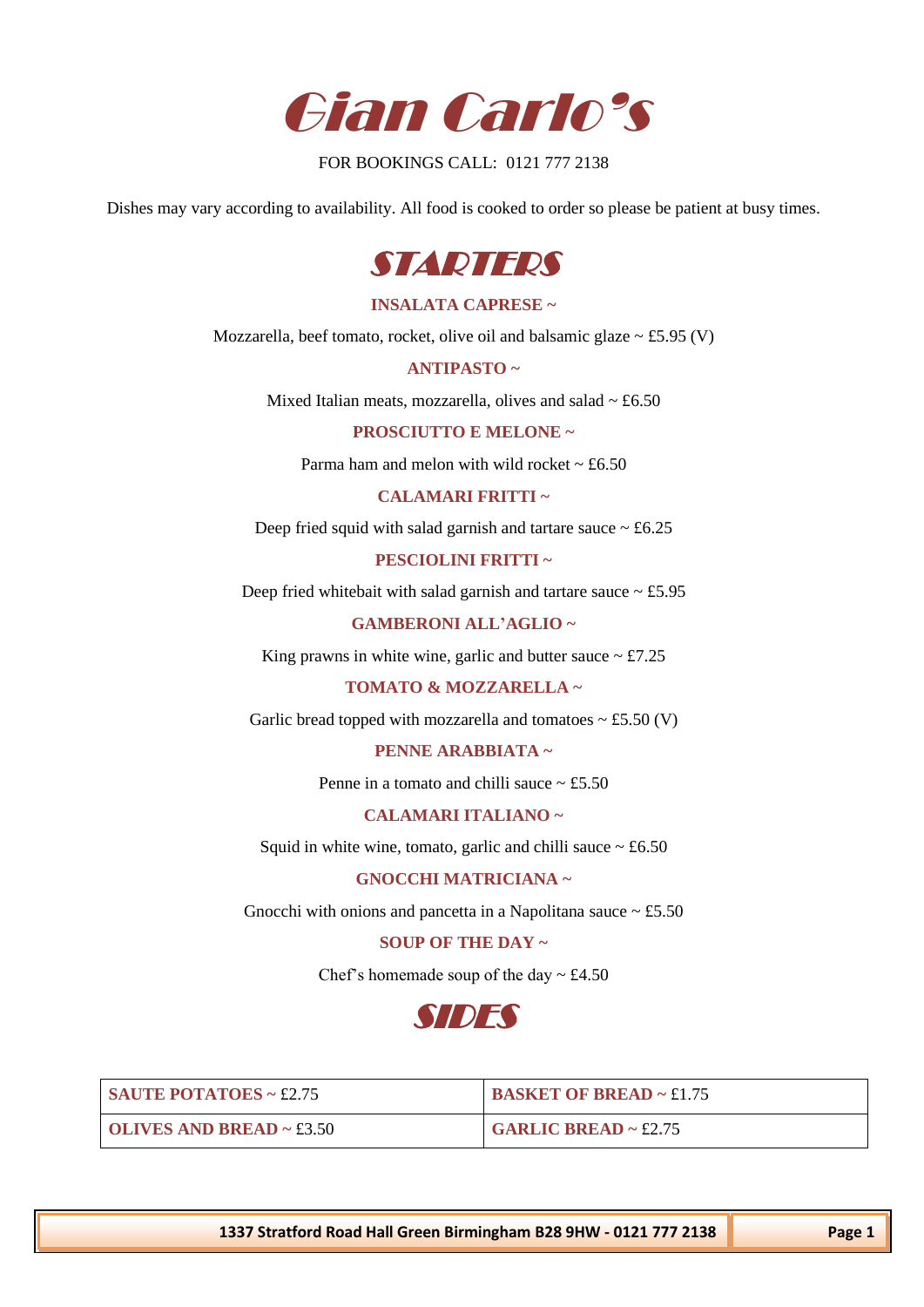# Gian Carlo's

FOR BOOKINGS CALL: 0121 777 2138

Dishes may vary according to availability. All food is cooked to order so please be patient at busy times.

## STARTERS

**INSALATA CAPRESE ~**

Mozzarella, beef tomato, rocket, olive oil and balsamic glaze ~ £5.95 (V)

**ANTIPASTO ~**

Mixed Italian meats, mozzarella, olives and salad ~ £6.50

**PROSCIUTTO E MELONE ~**

Parma ham and melon with wild rocket ~ £6.50

**CALAMARI FRITTI ~**

Deep fried squid with salad garnish and tartare sauce ~ £6.25

**PESCIOLINI FRITTI ~**

Deep fried whitebait with salad garnish and tartare sauce ~ £5.95

**GAMBERONI ALL'AGLIO ~**

King prawns in white wine, garlic and butter sauce ~ £7.25

**TOMATO & MOZZARELLA ~**

Garlic bread topped with mozzarella and tomatoes ~ £5.50 (V)

**PENNE ARABBIATA ~**

Penne in a tomato and chilli sauce ~ £5.50

**CALAMARI ITALIANO ~**

Squid in white wine, tomato, garlic and chilli sauce ~ £6.50

**GNOCCHI MATRICIANA ~**

Gnocchi with onions and pancetta in a Napolitana sauce ~ £5.50

**SOUP OF THE DAY ~**

Chef's homemade soup of the day ~ £4.50

## SIDES

| | |
|---|---|
| **SAUTE POTATOES** ~ £2.75 | **BASKET OF BREAD** ~ £1.75 |
| **OLIVES AND BREAD** ~ £3.50 | **GARLIC BREAD** ~ £2.75 |

1337 Stratford Road Hall Green Birmingham B28 9HW - 0121 777 2138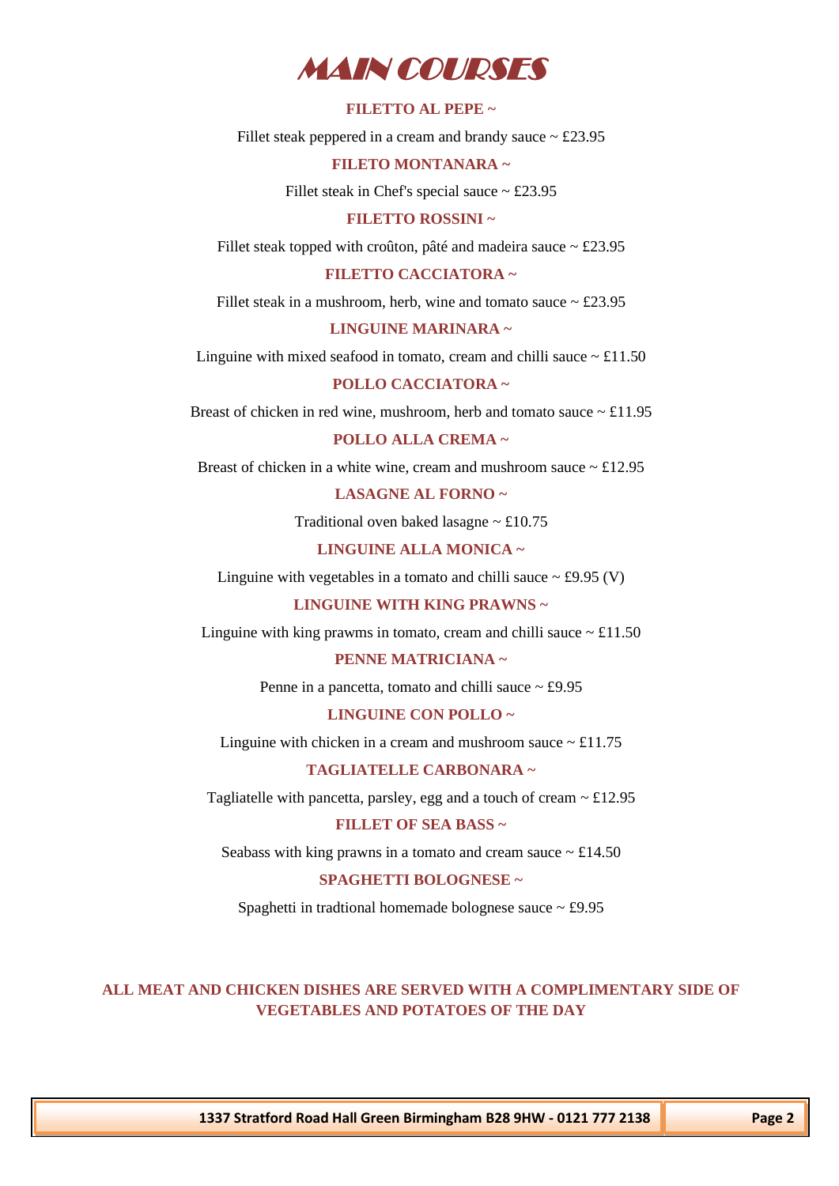# MAIN COURSES

**FILETTO AL PEPE ~**

Fillet steak peppered in a cream and brandy sauce ~ £23.95

**FILETO MONTANARA ~**

Fillet steak in Chef's special sauce ~ £23.95

**FILETTO ROSSINI ~**

Fillet steak topped with croûton, pâté and madeira sauce ~ £23.95

**FILETTO CACCIATORA ~**

Fillet steak in a mushroom, herb, wine and tomato sauce ~ £23.95

**LINGUINE MARINARA ~**

Linguine with mixed seafood in tomato, cream and chilli sauce ~ £11.50

**POLLO CACCIATORA ~**

Breast of chicken in red wine, mushroom, herb and tomato sauce ~ £11.95

**POLLO ALLA CREMA ~**

Breast of chicken in a white wine, cream and mushroom sauce ~ £12.95

**LASAGNE AL FORNO ~**

Traditional oven baked lasagne ~ £10.75

**LINGUINE ALLA MONICA ~**

Linguine with vegetables in a tomato and chilli sauce ~ £9.95 (V)

**LINGUINE WITH KING PRAWNS ~**

Linguine with king prawms in tomato, cream and chilli sauce ~ £11.50

**PENNE MATRICIANA ~**

Penne in a pancetta, tomato and chilli sauce ~ £9.95

**LINGUINE CON POLLO ~**

Linguine with chicken in a cream and mushroom sauce ~ £11.75

**TAGLIATELLE CARBONARA ~**

Tagliatelle with pancetta, parsley, egg and a touch of cream ~ £12.95

**FILLET OF SEA BASS ~**

Seabass with king prawns in a tomato and cream sauce ~ £14.50

**SPAGHETTI BOLOGNESE ~**

Spaghetti in tradtional homemade bolognese sauce ~ £9.95

**ALL MEAT AND CHICKEN DISHES ARE SERVED WITH A COMPLIMENTARY SIDE OF VEGETABLES AND POTATOES OF THE DAY**

**1337 Stratford Road Hall Green Birmingham B28 9HW - 0121 777 2138**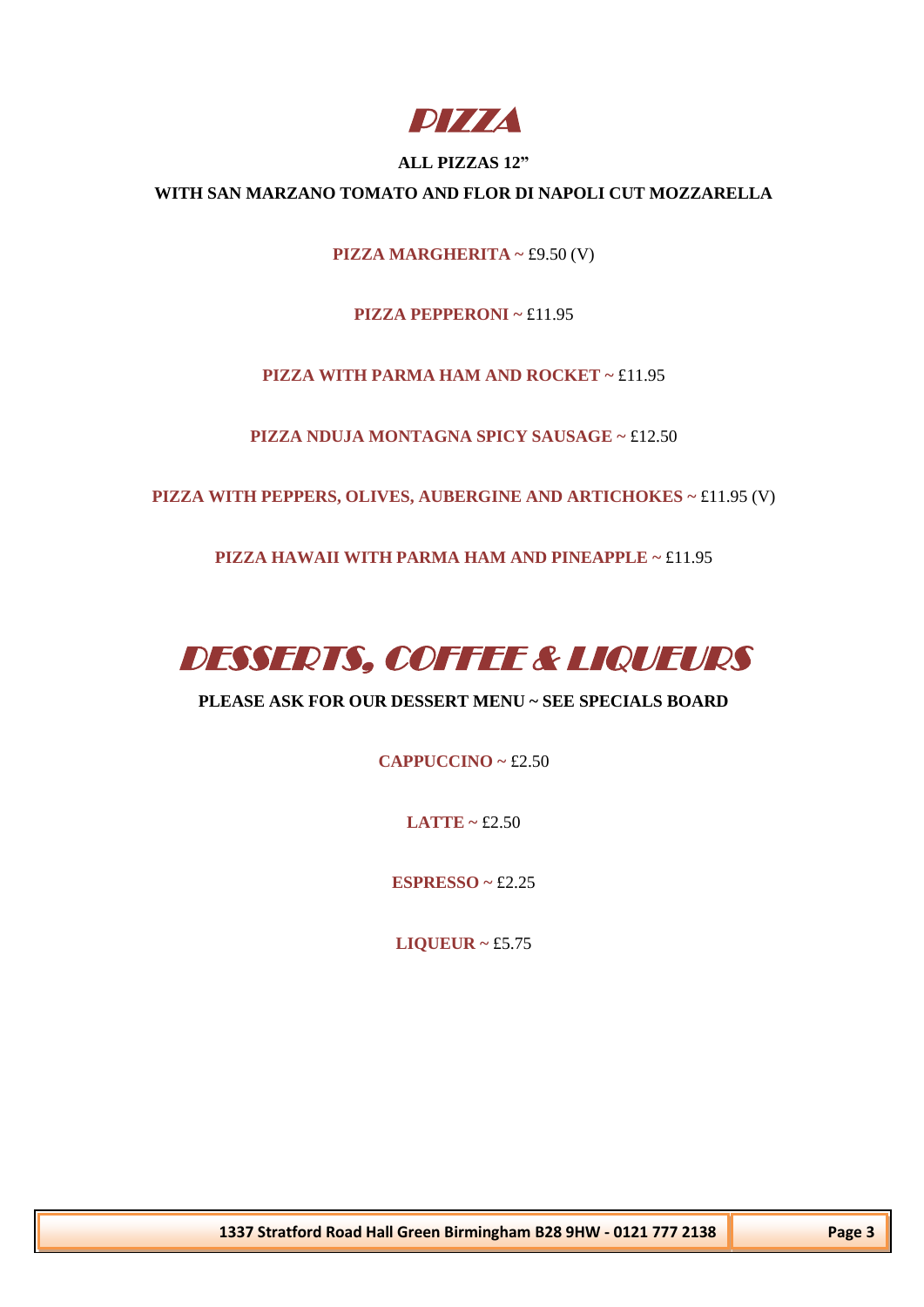# PIZZA

**ALL PIZZAS 12”**

**WITH SAN MARZANO TOMATO AND FLOR DI NAPOLI CUT MOZZARELLA**

**PIZZA MARGHERITA ~** £9.50 (V)

**PIZZA PEPPERONI ~** £11.95

**PIZZA WITH PARMA HAM AND ROCKET ~** £11.95

**PIZZA NDUJA MONTAGNA SPICY SAUSAGE ~** £12.50

**PIZZA WITH PEPPERS, OLIVES, AUBERGINE AND ARTICHOKES ~** £11.95 (V)

**PIZZA HAWAII WITH PARMA HAM AND PINEAPPLE ~** £11.95

# DESSERTS, COFFEE & LIQUEURS

**PLEASE ASK FOR OUR DESSERT MENU ~ SEE SPECIALS BOARD**

**CAPPUCCINO ~** £2.50

**LATTE ~** £2.50

**ESPRESSO ~** £2.25

**LIQUEUR ~** £5.75

**1337 Stratford Road Hall Green Birmingham B28 9HW - 0121 777 2138**